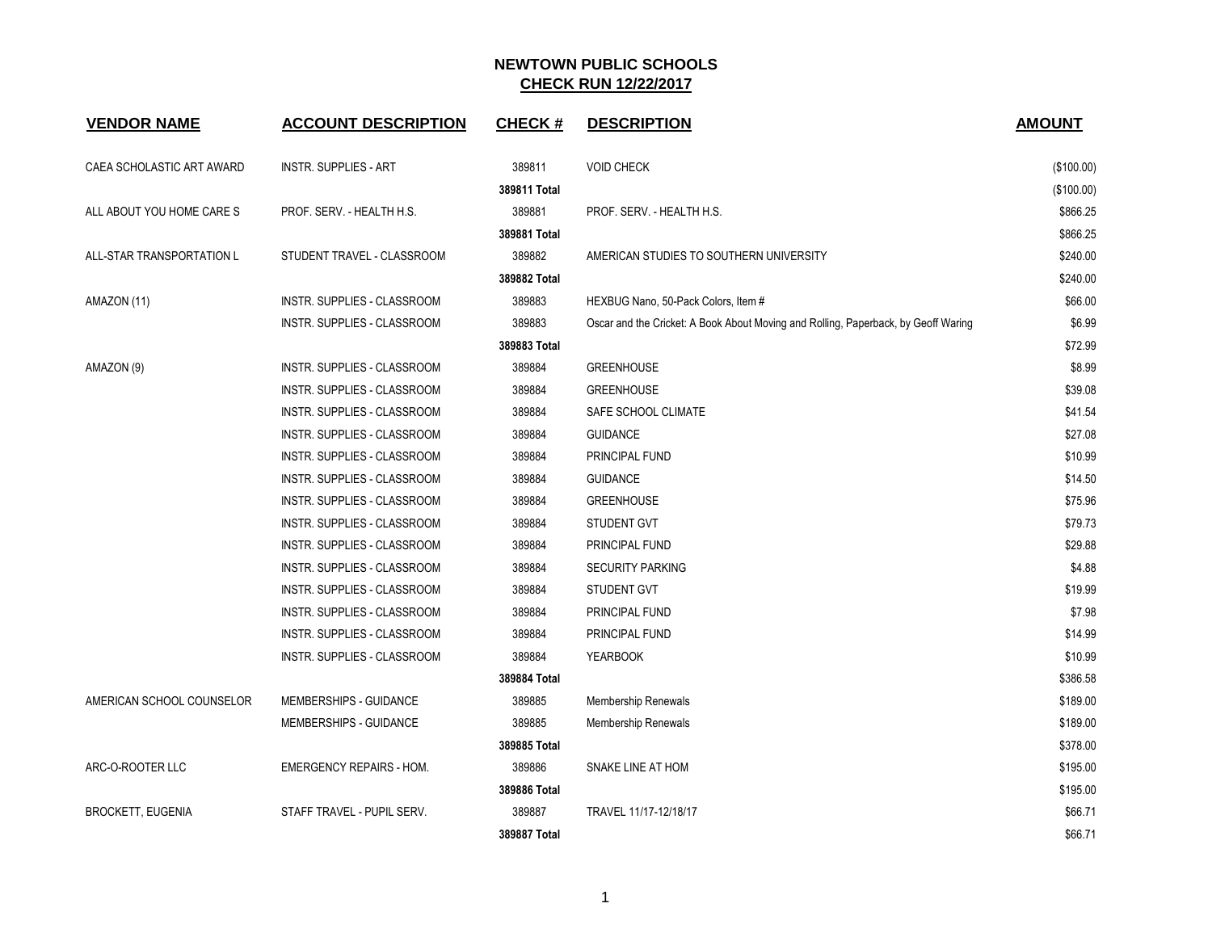# NEWTOWN PUBLIC SCHOOLS

## CHECK RUN 12/22/2017

| VENDOR NAME | ACCOUNT DESCRIPTION | CHECK # | DESCRIPTION | AMOUNT |
|---|---|---|---|---|
| CAEA SCHOLASTIC ART AWARD | INSTR. SUPPLIES - ART | 389811 | VOID CHECK | ($100.00) |
| | | 389811 Total | | ($100.00) |
| ALL ABOUT YOU HOME CARE S | PROF. SERV. - HEALTH H.S. | 389881 | PROF. SERV. - HEALTH H.S. | $866.25 |
| | | 389881 Total | | $866.25 |
| ALL-STAR TRANSPORTATION L | STUDENT TRAVEL - CLASSROOM | 389882 | AMERICAN STUDIES TO SOUTHERN UNIVERSITY | $240.00 |
| | | 389882 Total | | $240.00 |
| AMAZON (11) | INSTR. SUPPLIES - CLASSROOM | 389883 | HEXBUG Nano, 50-Pack Colors, Item # | $66.00 |
| | INSTR. SUPPLIES - CLASSROOM | 389883 | Oscar and the Cricket: A Book About Moving and Rolling, Paperback, by Geoff Waring | $6.99 |
| | | 389883 Total | | $72.99 |
| AMAZON (9) | INSTR. SUPPLIES - CLASSROOM | 389884 | GREENHOUSE | $8.99 |
| | INSTR. SUPPLIES - CLASSROOM | 389884 | GREENHOUSE | $39.08 |
| | INSTR. SUPPLIES - CLASSROOM | 389884 | SAFE SCHOOL CLIMATE | $41.54 |
| | INSTR. SUPPLIES - CLASSROOM | 389884 | GUIDANCE | $27.08 |
| | INSTR. SUPPLIES - CLASSROOM | 389884 | PRINCIPAL FUND | $10.99 |
| | INSTR. SUPPLIES - CLASSROOM | 389884 | GUIDANCE | $14.50 |
| | INSTR. SUPPLIES - CLASSROOM | 389884 | GREENHOUSE | $75.96 |
| | INSTR. SUPPLIES - CLASSROOM | 389884 | STUDENT GVT | $79.73 |
| | INSTR. SUPPLIES - CLASSROOM | 389884 | PRINCIPAL FUND | $29.88 |
| | INSTR. SUPPLIES - CLASSROOM | 389884 | SECURITY PARKING | $4.88 |
| | INSTR. SUPPLIES - CLASSROOM | 389884 | STUDENT GVT | $19.99 |
| | INSTR. SUPPLIES - CLASSROOM | 389884 | PRINCIPAL FUND | $7.98 |
| | INSTR. SUPPLIES - CLASSROOM | 389884 | PRINCIPAL FUND | $14.99 |
| | INSTR. SUPPLIES - CLASSROOM | 389884 | YEARBOOK | $10.99 |
| | | 389884 Total | | $386.58 |
| AMERICAN SCHOOL COUNSELOR | MEMBERSHIPS - GUIDANCE | 389885 | Membership Renewals | $189.00 |
| | MEMBERSHIPS - GUIDANCE | 389885 | Membership Renewals | $189.00 |
| | | 389885 Total | | $378.00 |
| ARC-O-ROOTER LLC | EMERGENCY REPAIRS - HOM. | 389886 | SNAKE LINE AT HOM | $195.00 |
| | | 389886 Total | | $195.00 |
| BROCKETT, EUGENIA | STAFF TRAVEL - PUPIL SERV. | 389887 | TRAVEL 11/17-12/18/17 | $66.71 |
| | | 389887 Total | | $66.71 |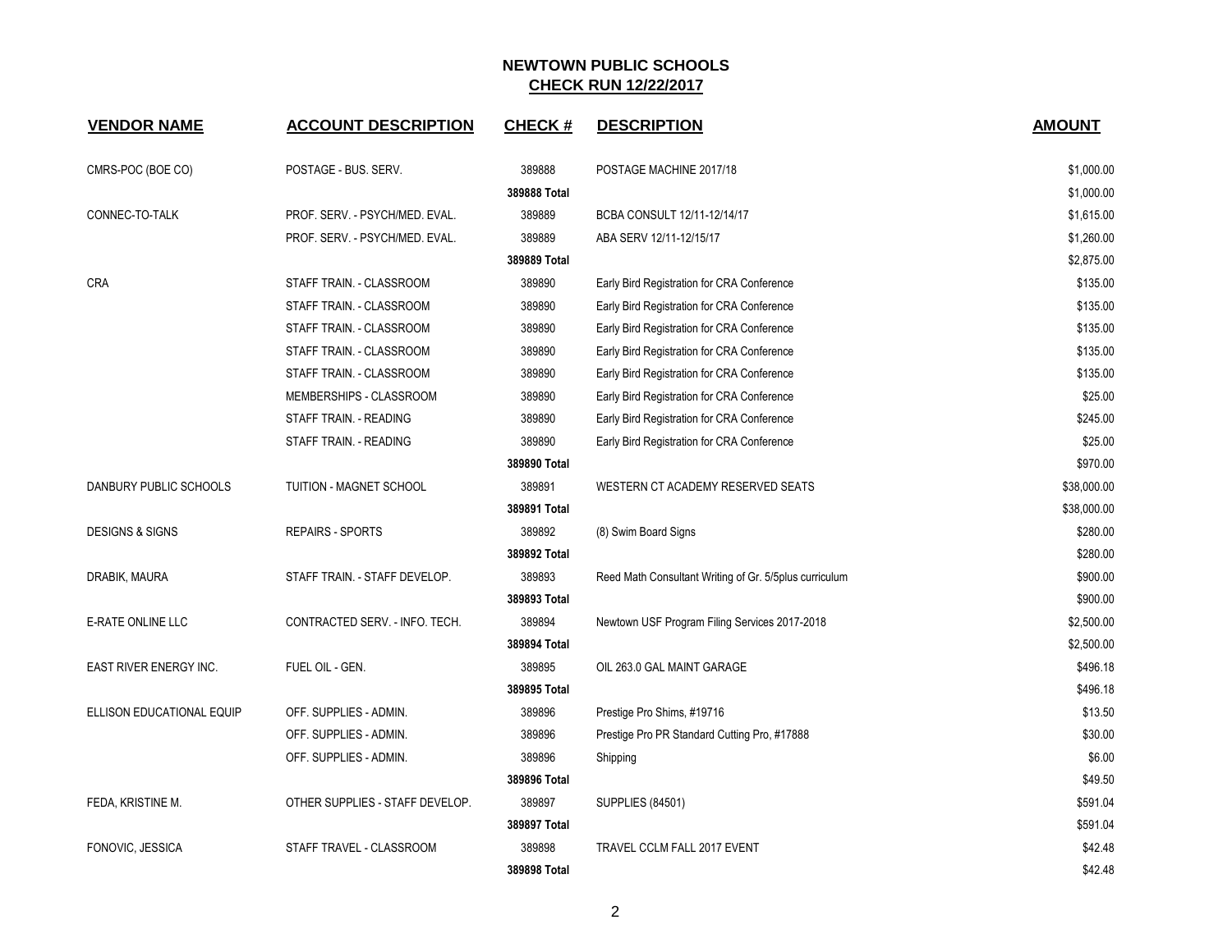# NEWTOWN PUBLIC SCHOOLS

## CHECK RUN 12/22/2017

| VENDOR NAME | ACCOUNT DESCRIPTION | CHECK # | DESCRIPTION | AMOUNT |
|---|---|---|---|---|
| CMRS-POC (BOE CO) | POSTAGE - BUS. SERV. | 389888 | POSTAGE MACHINE 2017/18 | $1,000.00 |
| | | **389888 Total** | | $1,000.00 |
| CONNEC-TO-TALK | PROF. SERV. - PSYCH/MED. EVAL. | 389889 | BCBA CONSULT 12/11-12/14/17 | $1,615.00 |
| | PROF. SERV. - PSYCH/MED. EVAL. | 389889 | ABA SERV 12/11-12/15/17 | $1,260.00 |
| | | **389889 Total** | | $2,875.00 |
| CRA | STAFF TRAIN. - CLASSROOM | 389890 | Early Bird Registration for CRA Conference | $135.00 |
| | STAFF TRAIN. - CLASSROOM | 389890 | Early Bird Registration for CRA Conference | $135.00 |
| | STAFF TRAIN. - CLASSROOM | 389890 | Early Bird Registration for CRA Conference | $135.00 |
| | STAFF TRAIN. - CLASSROOM | 389890 | Early Bird Registration for CRA Conference | $135.00 |
| | STAFF TRAIN. - CLASSROOM | 389890 | Early Bird Registration for CRA Conference | $135.00 |
| | MEMBERSHIPS - CLASSROOM | 389890 | Early Bird Registration for CRA Conference | $25.00 |
| | STAFF TRAIN. - READING | 389890 | Early Bird Registration for CRA Conference | $245.00 |
| | STAFF TRAIN. - READING | 389890 | Early Bird Registration for CRA Conference | $25.00 |
| | | **389890 Total** | | $970.00 |
| DANBURY PUBLIC SCHOOLS | TUITION - MAGNET SCHOOL | 389891 | WESTERN CT ACADEMY RESERVED SEATS | $38,000.00 |
| | | **389891 Total** | | $38,000.00 |
| DESIGNS & SIGNS | REPAIRS - SPORTS | 389892 | (8) Swim Board Signs | $280.00 |
| | | **389892 Total** | | $280.00 |
| DRABIK, MAURA | STAFF TRAIN. - STAFF DEVELOP. | 389893 | Reed Math Consultant Writing of Gr. 5/5plus curriculum | $900.00 |
| | | **389893 Total** | | $900.00 |
| E-RATE ONLINE LLC | CONTRACTED SERV. - INFO. TECH. | 389894 | Newtown USF Program Filing Services 2017-2018 | $2,500.00 |
| | | **389894 Total** | | $2,500.00 |
| EAST RIVER ENERGY INC. | FUEL OIL - GEN. | 389895 | OIL 263.0 GAL MAINT GARAGE | $496.18 |
| | | **389895 Total** | | $496.18 |
| ELLISON EDUCATIONAL EQUIP | OFF. SUPPLIES - ADMIN. | 389896 | Prestige Pro Shims, #19716 | $13.50 |
| | OFF. SUPPLIES - ADMIN. | 389896 | Prestige Pro PR Standard Cutting Pro, #17888 | $30.00 |
| | OFF. SUPPLIES - ADMIN. | 389896 | Shipping | $6.00 |
| | | **389896 Total** | | $49.50 |
| FEDA, KRISTINE M. | OTHER SUPPLIES - STAFF DEVELOP. | 389897 | SUPPLIES (84501) | $591.04 |
| | | **389897 Total** | | $591.04 |
| FONOVIC, JESSICA | STAFF TRAVEL - CLASSROOM | 389898 | TRAVEL CCLM FALL 2017 EVENT | $42.48 |
| | | **389898 Total** | | $42.48 |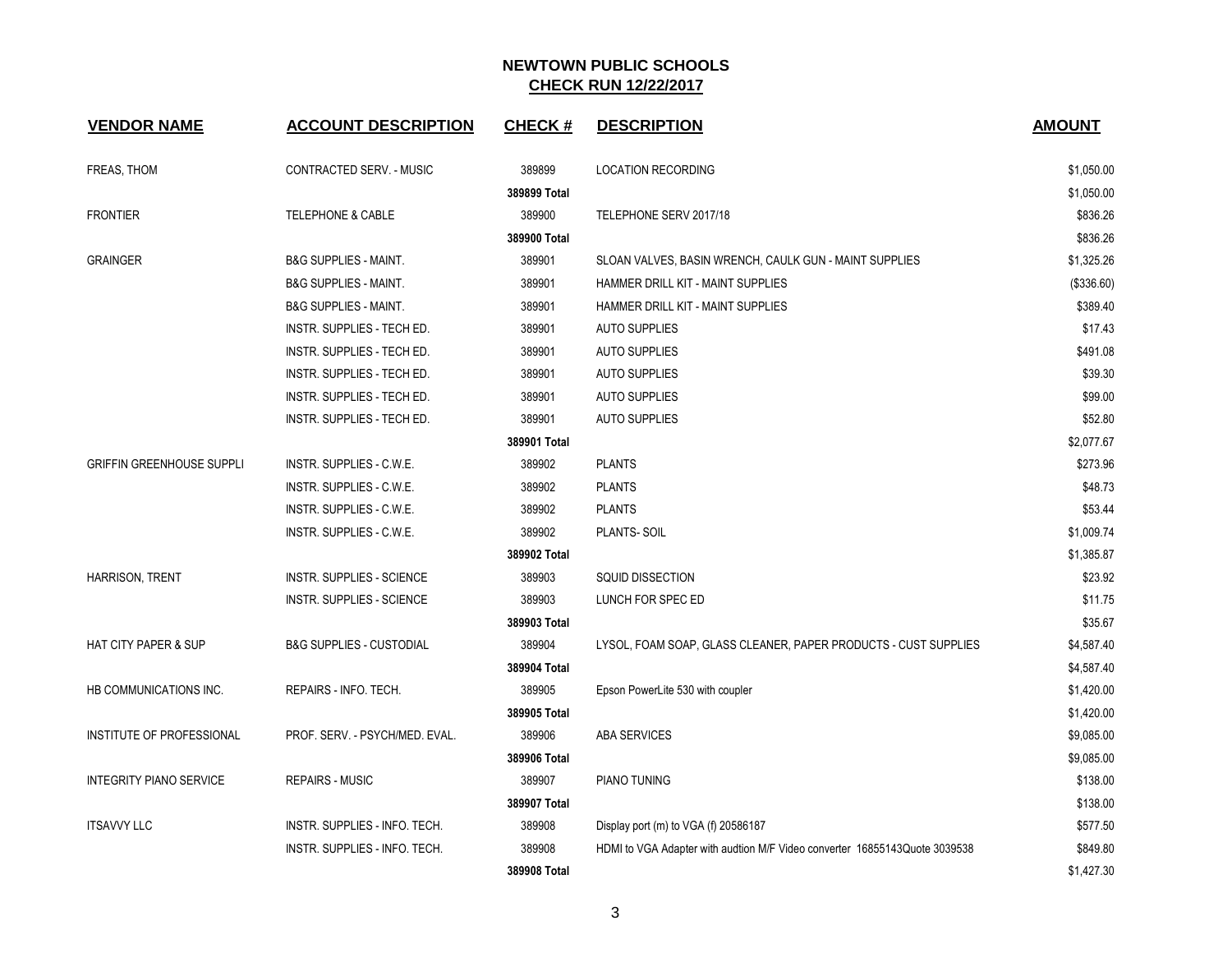# NEWTOWN PUBLIC SCHOOLS

## CHECK RUN 12/22/2017

| VENDOR NAME | ACCOUNT DESCRIPTION | CHECK # | DESCRIPTION | AMOUNT |
|---|---|---|---|---|
| FREAS, THOM | CONTRACTED SERV. - MUSIC | 389899 | LOCATION RECORDING | $1,050.00 |
| | | **389899 Total** | | $1,050.00 |
| FRONTIER | TELEPHONE & CABLE | 389900 | TELEPHONE SERV 2017/18 | $836.26 |
| | | **389900 Total** | | $836.26 |
| GRAINGER | B&G SUPPLIES - MAINT. | 389901 | SLOAN VALVES, BASIN WRENCH, CAULK GUN - MAINT SUPPLIES | $1,325.26 |
| | B&G SUPPLIES - MAINT. | 389901 | HAMMER DRILL KIT - MAINT SUPPLIES | ($336.60) |
| | B&G SUPPLIES - MAINT. | 389901 | HAMMER DRILL KIT - MAINT SUPPLIES | $389.40 |
| | INSTR. SUPPLIES - TECH ED. | 389901 | AUTO SUPPLIES | $17.43 |
| | INSTR. SUPPLIES - TECH ED. | 389901 | AUTO SUPPLIES | $491.08 |
| | INSTR. SUPPLIES - TECH ED. | 389901 | AUTO SUPPLIES | $39.30 |
| | INSTR. SUPPLIES - TECH ED. | 389901 | AUTO SUPPLIES | $99.00 |
| | INSTR. SUPPLIES - TECH ED. | 389901 | AUTO SUPPLIES | $52.80 |
| | | **389901 Total** | | $2,077.67 |
| GRIFFIN GREENHOUSE SUPPLI | INSTR. SUPPLIES - C.W.E. | 389902 | PLANTS | $273.96 |
| | INSTR. SUPPLIES - C.W.E. | 389902 | PLANTS | $48.73 |
| | INSTR. SUPPLIES - C.W.E. | 389902 | PLANTS | $53.44 |
| | INSTR. SUPPLIES - C.W.E. | 389902 | PLANTS- SOIL | $1,009.74 |
| | | **389902 Total** | | $1,385.87 |
| HARRISON, TRENT | INSTR. SUPPLIES - SCIENCE | 389903 | SQUID DISSECTION | $23.92 |
| | INSTR. SUPPLIES - SCIENCE | 389903 | LUNCH FOR SPEC ED | $11.75 |
| | | **389903 Total** | | $35.67 |
| HAT CITY PAPER & SUP | B&G SUPPLIES - CUSTODIAL | 389904 | LYSOL, FOAM SOAP, GLASS CLEANER, PAPER PRODUCTS - CUST SUPPLIES | $4,587.40 |
| | | **389904 Total** | | $4,587.40 |
| HB COMMUNICATIONS INC. | REPAIRS - INFO. TECH. | 389905 | Epson PowerLite 530 with coupler | $1,420.00 |
| | | **389905 Total** | | $1,420.00 |
| INSTITUTE OF PROFESSIONAL | PROF. SERV. - PSYCH/MED. EVAL. | 389906 | ABA SERVICES | $9,085.00 |
| | | **389906 Total** | | $9,085.00 |
| INTEGRITY PIANO SERVICE | REPAIRS - MUSIC | 389907 | PIANO TUNING | $138.00 |
| | | **389907 Total** | | $138.00 |
| ITSAVVY LLC | INSTR. SUPPLIES - INFO. TECH. | 389908 | Display port (m) to VGA (f) 20586187 | $577.50 |
| | INSTR. SUPPLIES - INFO. TECH. | 389908 | HDMI to VGA Adapter with audtion M/F Video converter 16855143Quote 3039538 | $849.80 |
| | | **389908 Total** | | $1,427.30 |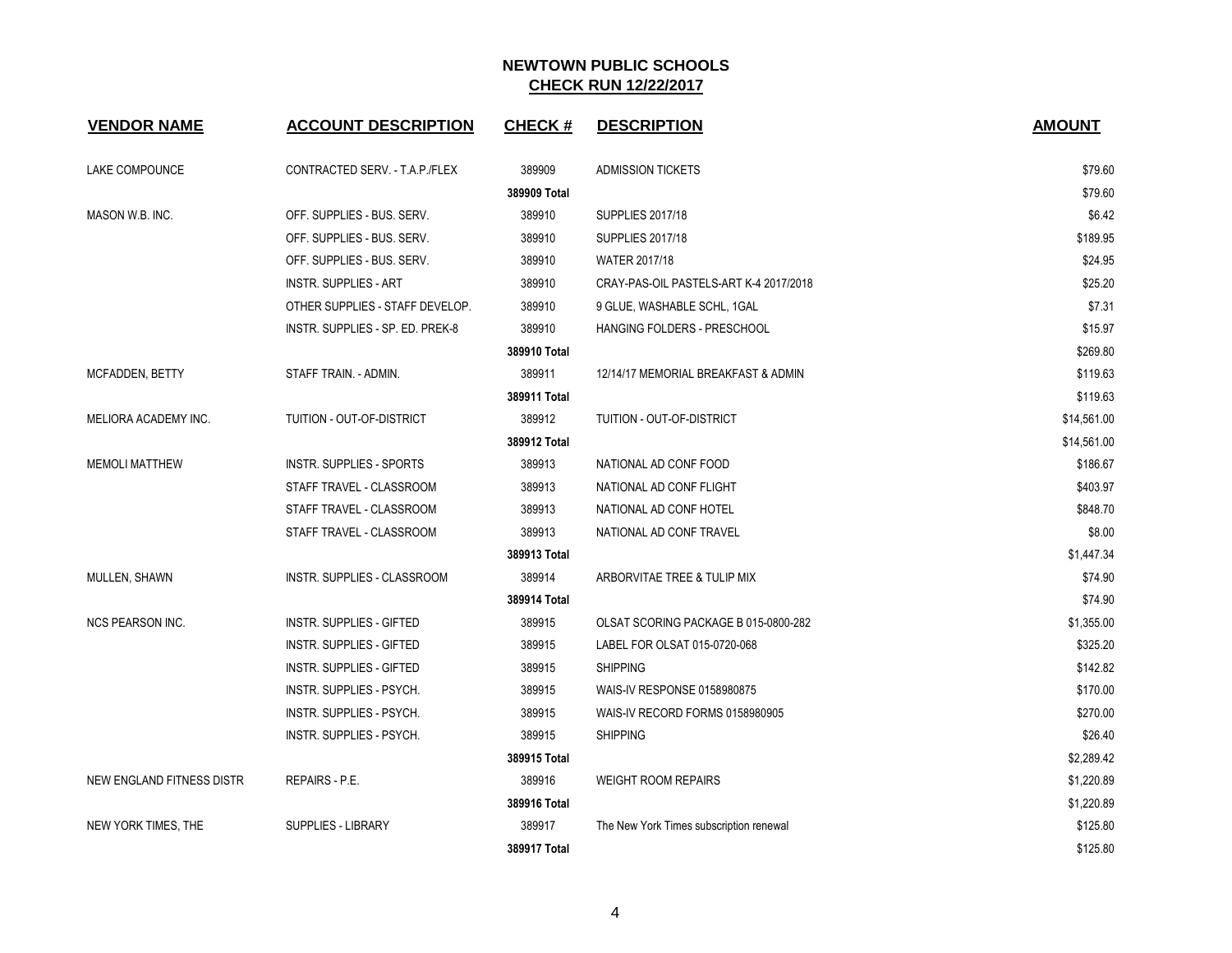# NEWTOWN PUBLIC SCHOOLS

## CHECK RUN 12/22/2017

| VENDOR NAME | ACCOUNT DESCRIPTION | CHECK # | DESCRIPTION | AMOUNT |
|---|---|---|---|---|
| LAKE COMPOUNCE | CONTRACTED SERV. - T.A.P./FLEX | 389909 | ADMISSION TICKETS | $79.60 |
| | | **389909 Total** | | $79.60 |
| MASON W.B. INC. | OFF. SUPPLIES - BUS. SERV. | 389910 | SUPPLIES 2017/18 | $6.42 |
| | OFF. SUPPLIES - BUS. SERV. | 389910 | SUPPLIES 2017/18 | $189.95 |
| | OFF. SUPPLIES - BUS. SERV. | 389910 | WATER 2017/18 | $24.95 |
| | INSTR. SUPPLIES - ART | 389910 | CRAY-PAS-OIL PASTELS-ART K-4 2017/2018 | $25.20 |
| | OTHER SUPPLIES - STAFF DEVELOP. | 389910 | 9 GLUE, WASHABLE SCHL, 1GAL | $7.31 |
| | INSTR. SUPPLIES - SP. ED. PREK-8 | 389910 | HANGING FOLDERS - PRESCHOOL | $15.97 |
| | | **389910 Total** | | $269.80 |
| MCFADDEN, BETTY | STAFF TRAIN. - ADMIN. | 389911 | 12/14/17 MEMORIAL BREAKFAST & ADMIN | $119.63 |
| | | **389911 Total** | | $119.63 |
| MELIORA ACADEMY INC. | TUITION - OUT-OF-DISTRICT | 389912 | TUITION - OUT-OF-DISTRICT | $14,561.00 |
| | | **389912 Total** | | $14,561.00 |
| MEMOLI MATTHEW | INSTR. SUPPLIES - SPORTS | 389913 | NATIONAL AD CONF FOOD | $186.67 |
| | STAFF TRAVEL - CLASSROOM | 389913 | NATIONAL AD CONF FLIGHT | $403.97 |
| | STAFF TRAVEL - CLASSROOM | 389913 | NATIONAL AD CONF HOTEL | $848.70 |
| | STAFF TRAVEL - CLASSROOM | 389913 | NATIONAL AD CONF TRAVEL | $8.00 |
| | | **389913 Total** | | $1,447.34 |
| MULLEN, SHAWN | INSTR. SUPPLIES - CLASSROOM | 389914 | ARBORVITAE TREE & TULIP MIX | $74.90 |
| | | **389914 Total** | | $74.90 |
| NCS PEARSON INC. | INSTR. SUPPLIES - GIFTED | 389915 | OLSAT SCORING PACKAGE B 015-0800-282 | $1,355.00 |
| | INSTR. SUPPLIES - GIFTED | 389915 | LABEL FOR OLSAT 015-0720-068 | $325.20 |
| | INSTR. SUPPLIES - GIFTED | 389915 | SHIPPING | $142.82 |
| | INSTR. SUPPLIES - PSYCH. | 389915 | WAIS-IV RESPONSE 0158980875 | $170.00 |
| | INSTR. SUPPLIES - PSYCH. | 389915 | WAIS-IV RECORD FORMS 0158980905 | $270.00 |
| | INSTR. SUPPLIES - PSYCH. | 389915 | SHIPPING | $26.40 |
| | | **389915 Total** | | $2,289.42 |
| NEW ENGLAND FITNESS DISTR | REPAIRS - P.E. | 389916 | WEIGHT ROOM REPAIRS | $1,220.89 |
| | | **389916 Total** | | $1,220.89 |
| NEW YORK TIMES, THE | SUPPLIES - LIBRARY | 389917 | The New York Times subscription renewal | $125.80 |
| | | **389917 Total** | | $125.80 |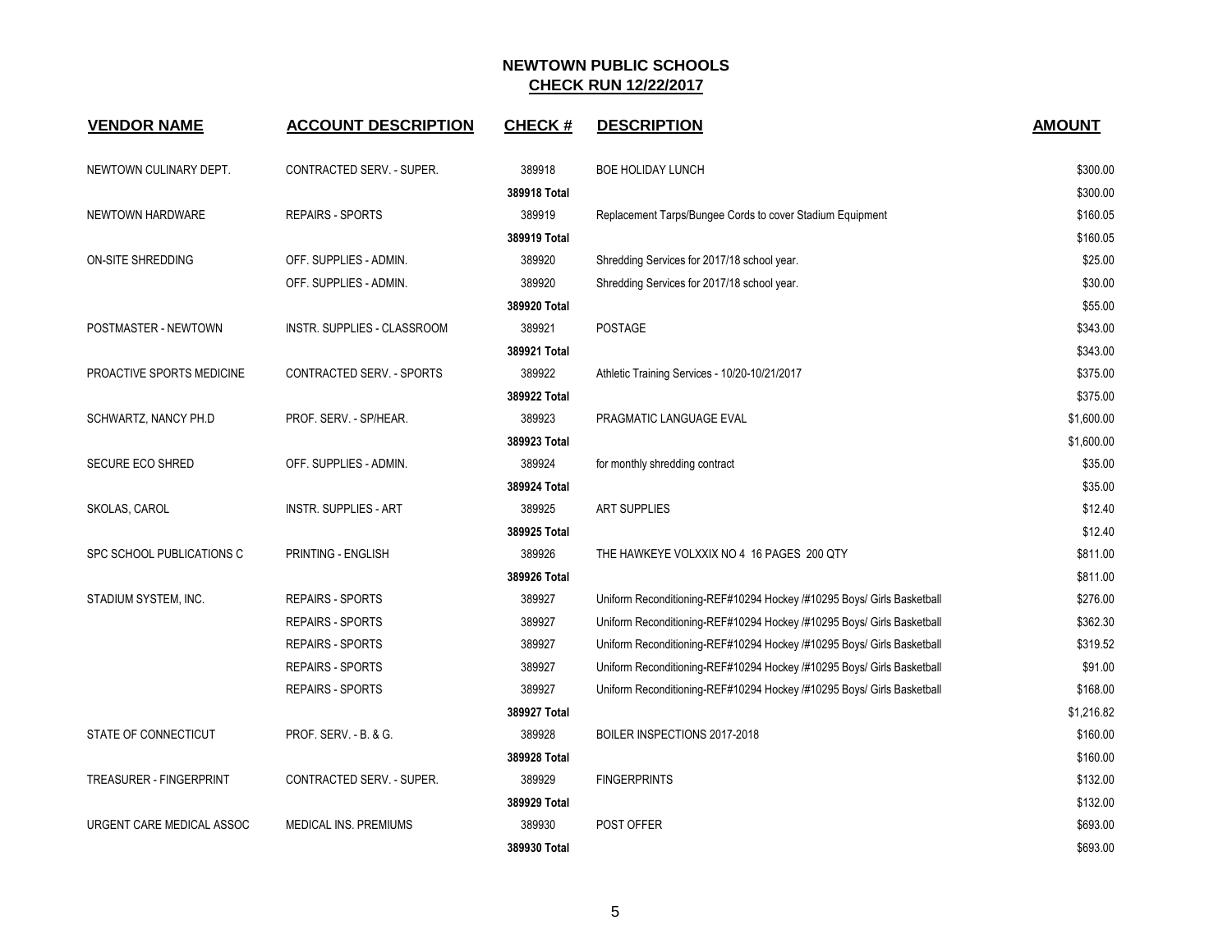# NEWTOWN PUBLIC SCHOOLS

## CHECK RUN 12/22/2017

| VENDOR NAME | ACCOUNT DESCRIPTION | CHECK # | DESCRIPTION | AMOUNT |
|---|---|---|---|---|
| NEWTOWN CULINARY DEPT. | CONTRACTED SERV. - SUPER. | 389918 | BOE HOLIDAY LUNCH | $300.00 |
| | | **389918 Total** | | $300.00 |
| NEWTOWN HARDWARE | REPAIRS - SPORTS | 389919 | Replacement Tarps/Bungee Cords to cover Stadium Equipment | $160.05 |
| | | **389919 Total** | | $160.05 |
| ON-SITE SHREDDING | OFF. SUPPLIES - ADMIN. | 389920 | Shredding Services for 2017/18 school year. | $25.00 |
| | OFF. SUPPLIES - ADMIN. | 389920 | Shredding Services for 2017/18 school year. | $30.00 |
| | | **389920 Total** | | $55.00 |
| POSTMASTER - NEWTOWN | INSTR. SUPPLIES - CLASSROOM | 389921 | POSTAGE | $343.00 |
| | | **389921 Total** | | $343.00 |
| PROACTIVE SPORTS MEDICINE | CONTRACTED SERV. - SPORTS | 389922 | Athletic Training Services - 10/20-10/21/2017 | $375.00 |
| | | **389922 Total** | | $375.00 |
| SCHWARTZ, NANCY PH.D | PROF. SERV. - SP/HEAR. | 389923 | PRAGMATIC LANGUAGE EVAL | $1,600.00 |
| | | **389923 Total** | | $1,600.00 |
| SECURE ECO SHRED | OFF. SUPPLIES - ADMIN. | 389924 | for monthly shredding contract | $35.00 |
| | | **389924 Total** | | $35.00 |
| SKOLAS, CAROL | INSTR. SUPPLIES - ART | 389925 | ART SUPPLIES | $12.40 |
| | | **389925 Total** | | $12.40 |
| SPC SCHOOL PUBLICATIONS C | PRINTING - ENGLISH | 389926 | THE HAWKEYE VOLXXIX NO 4 16 PAGES 200 QTY | $811.00 |
| | | **389926 Total** | | $811.00 |
| STADIUM SYSTEM, INC. | REPAIRS - SPORTS | 389927 | Uniform Reconditioning-REF#10294 Hockey /#10295 Boys/ Girls Basketball | $276.00 |
| | REPAIRS - SPORTS | 389927 | Uniform Reconditioning-REF#10294 Hockey /#10295 Boys/ Girls Basketball | $362.30 |
| | REPAIRS - SPORTS | 389927 | Uniform Reconditioning-REF#10294 Hockey /#10295 Boys/ Girls Basketball | $319.52 |
| | REPAIRS - SPORTS | 389927 | Uniform Reconditioning-REF#10294 Hockey /#10295 Boys/ Girls Basketball | $91.00 |
| | REPAIRS - SPORTS | 389927 | Uniform Reconditioning-REF#10294 Hockey /#10295 Boys/ Girls Basketball | $168.00 |
| | | **389927 Total** | | $1,216.82 |
| STATE OF CONNECTICUT | PROF. SERV. - B. & G. | 389928 | BOILER INSPECTIONS 2017-2018 | $160.00 |
| | | **389928 Total** | | $160.00 |
| TREASURER - FINGERPRINT | CONTRACTED SERV. - SUPER. | 389929 | FINGERPRINTS | $132.00 |
| | | **389929 Total** | | $132.00 |
| URGENT CARE MEDICAL ASSOC | MEDICAL INS. PREMIUMS | 389930 | POST OFFER | $693.00 |
| | | **389930 Total** | | $693.00 |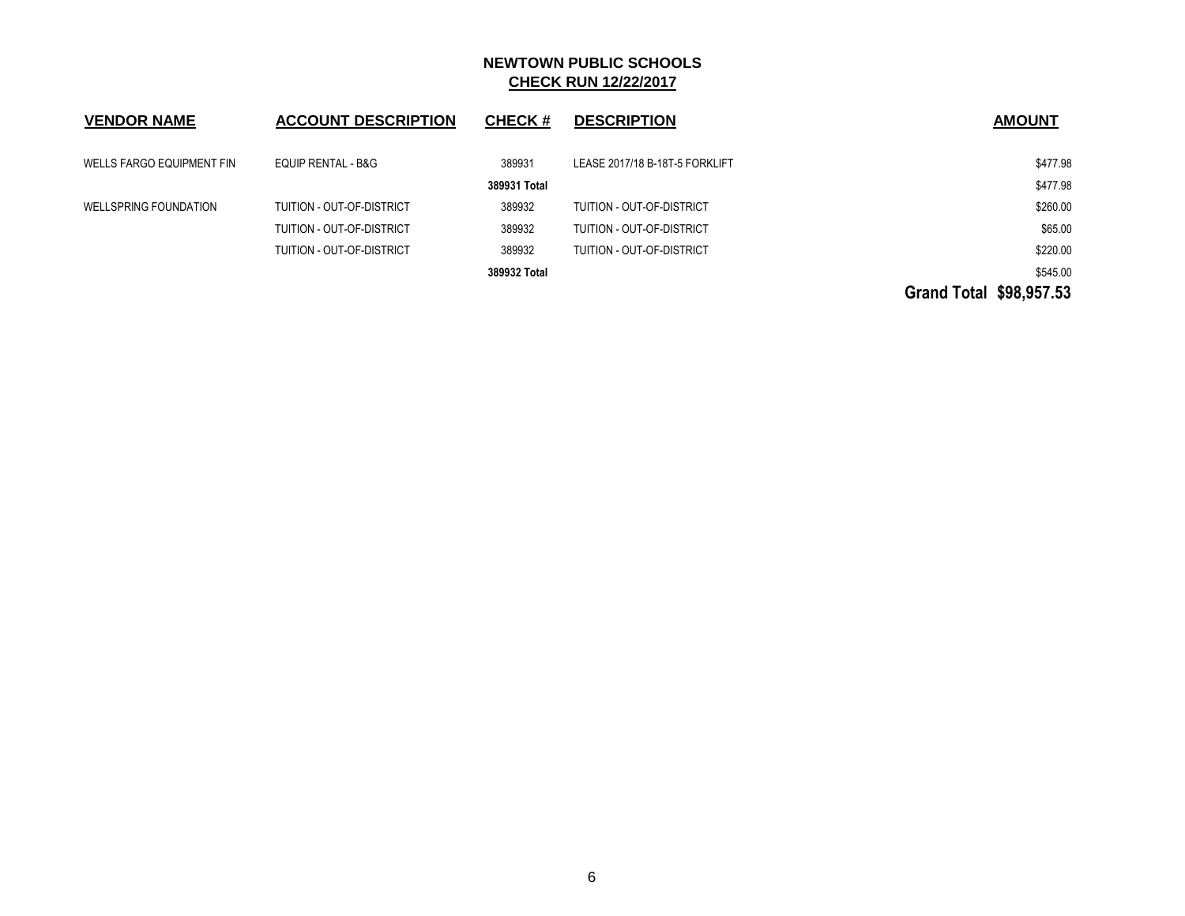## NEWTOWN PUBLIC SCHOOLS
## CHECK RUN 12/22/2017

| VENDOR NAME | ACCOUNT DESCRIPTION | CHECK # | DESCRIPTION | AMOUNT |
|---|---|---|---|---|
| WELLS FARGO EQUIPMENT FIN | EQUIP RENTAL - B&G | 389931 | LEASE 2017/18 B-18T-5 FORKLIFT | $477.98 |
| | | **389931 Total** | | $477.98 |
| WELLSPRING FOUNDATION | TUITION - OUT-OF-DISTRICT | 389932 | TUITION - OUT-OF-DISTRICT | $260.00 |
| | TUITION - OUT-OF-DISTRICT | 389932 | TUITION - OUT-OF-DISTRICT | $65.00 |
| | TUITION - OUT-OF-DISTRICT | 389932 | TUITION - OUT-OF-DISTRICT | $220.00 |
| | | **389932 Total** | | $545.00 |
| | | | **Grand Total** | **$98,957.53** |